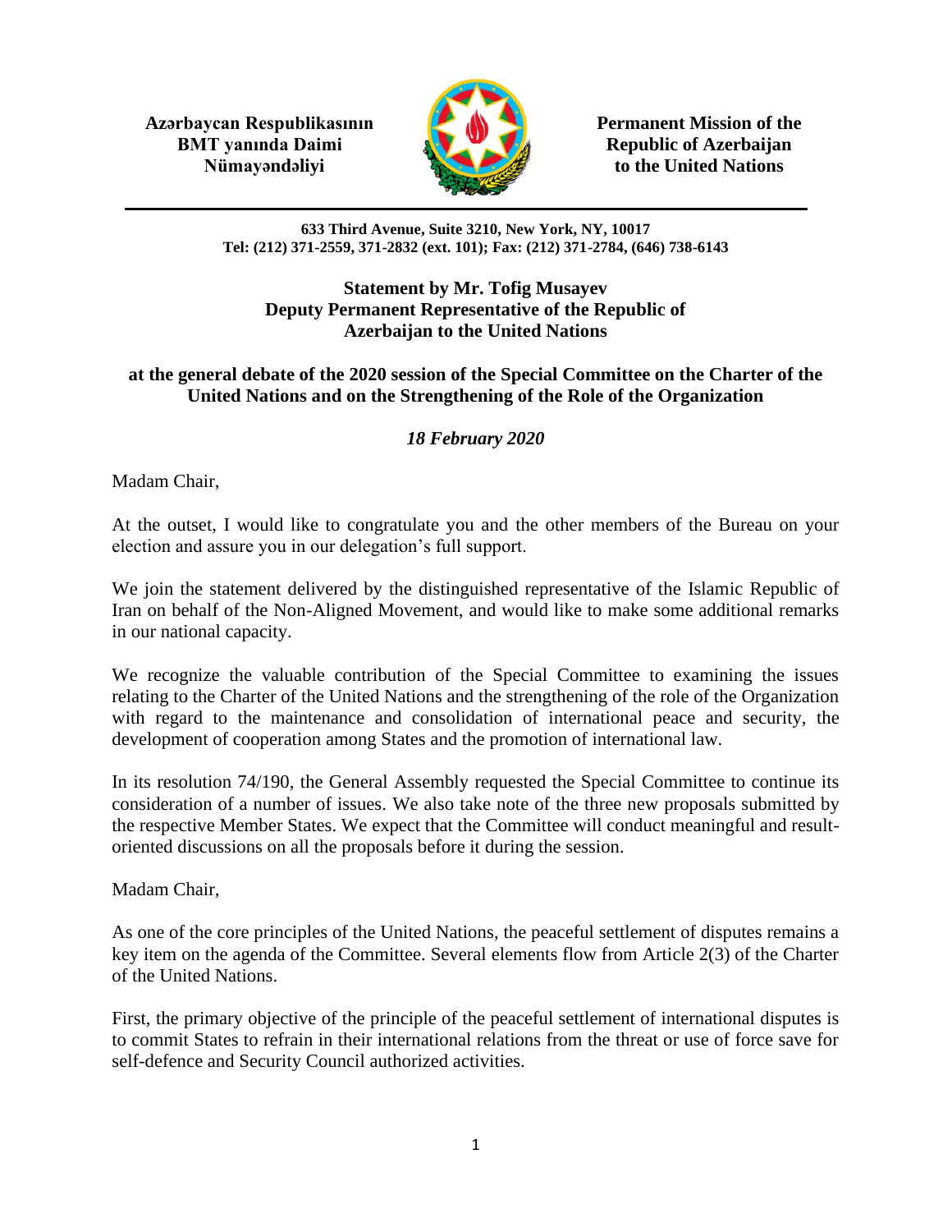**Azərbaycan Respublikasının BMT yanında Daimi Nümayəndəliyi**

**Permanent Mission of the Republic of Azerbaijan to the United Nations**

**633 Third Avenue, Suite 3210, New York, NY, 10017**
**Tel: (212) 371-2559, 371-2832 (ext. 101); Fax: (212) 371-2784, (646) 738-6143**

**Statement by Mr. Tofig Musayev**
**Deputy Permanent Representative of the Republic of Azerbaijan to the United Nations**

**at the general debate of the 2020 session of the Special Committee on the Charter of the United Nations and on the Strengthening of the Role of the Organization**

***18 February 2020***

Madam Chair,

At the outset, I would like to congratulate you and the other members of the Bureau on your election and assure you in our delegation's full support.

We join the statement delivered by the distinguished representative of the Islamic Republic of Iran on behalf of the Non-Aligned Movement, and would like to make some additional remarks in our national capacity.

We recognize the valuable contribution of the Special Committee to examining the issues relating to the Charter of the United Nations and the strengthening of the role of the Organization with regard to the maintenance and consolidation of international peace and security, the development of cooperation among States and the promotion of international law.

In its resolution 74/190, the General Assembly requested the Special Committee to continue its consideration of a number of issues. We also take note of the three new proposals submitted by the respective Member States. We expect that the Committee will conduct meaningful and result-oriented discussions on all the proposals before it during the session.

Madam Chair,

As one of the core principles of the United Nations, the peaceful settlement of disputes remains a key item on the agenda of the Committee. Several elements flow from Article 2(3) of the Charter of the United Nations.

First, the primary objective of the principle of the peaceful settlement of international disputes is to commit States to refrain in their international relations from the threat or use of force save for self-defence and Security Council authorized activities.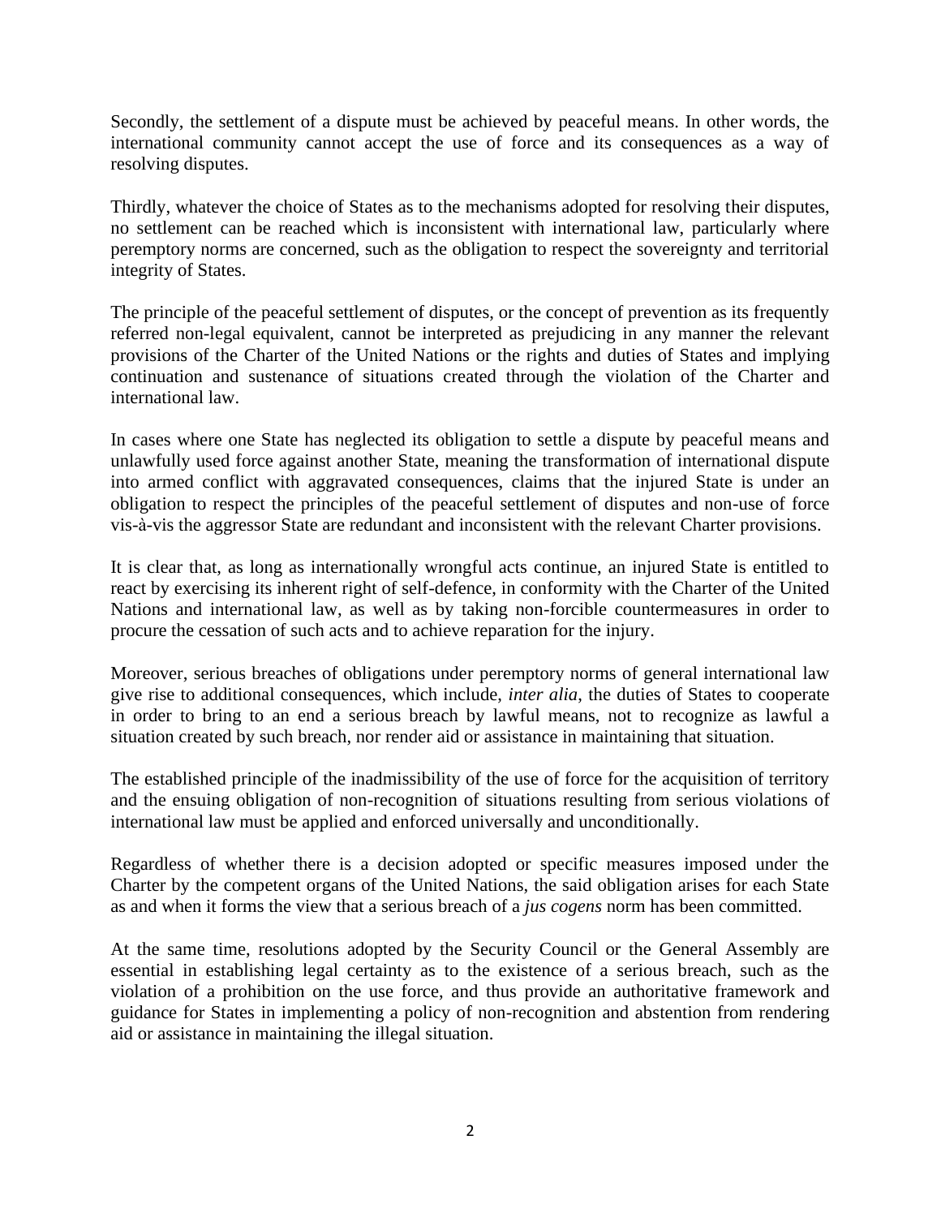Secondly, the settlement of a dispute must be achieved by peaceful means. In other words, the international community cannot accept the use of force and its consequences as a way of resolving disputes.

Thirdly, whatever the choice of States as to the mechanisms adopted for resolving their disputes, no settlement can be reached which is inconsistent with international law, particularly where peremptory norms are concerned, such as the obligation to respect the sovereignty and territorial integrity of States.

The principle of the peaceful settlement of disputes, or the concept of prevention as its frequently referred non-legal equivalent, cannot be interpreted as prejudicing in any manner the relevant provisions of the Charter of the United Nations or the rights and duties of States and implying continuation and sustenance of situations created through the violation of the Charter and international law.

In cases where one State has neglected its obligation to settle a dispute by peaceful means and unlawfully used force against another State, meaning the transformation of international dispute into armed conflict with aggravated consequences, claims that the injured State is under an obligation to respect the principles of the peaceful settlement of disputes and non-use of force vis-à-vis the aggressor State are redundant and inconsistent with the relevant Charter provisions.

It is clear that, as long as internationally wrongful acts continue, an injured State is entitled to react by exercising its inherent right of self-defence, in conformity with the Charter of the United Nations and international law, as well as by taking non-forcible countermeasures in order to procure the cessation of such acts and to achieve reparation for the injury.

Moreover, serious breaches of obligations under peremptory norms of general international law give rise to additional consequences, which include, *inter alia*, the duties of States to cooperate in order to bring to an end a serious breach by lawful means, not to recognize as lawful a situation created by such breach, nor render aid or assistance in maintaining that situation.

The established principle of the inadmissibility of the use of force for the acquisition of territory and the ensuing obligation of non-recognition of situations resulting from serious violations of international law must be applied and enforced universally and unconditionally.

Regardless of whether there is a decision adopted or specific measures imposed under the Charter by the competent organs of the United Nations, the said obligation arises for each State as and when it forms the view that a serious breach of a *jus cogens* norm has been committed.

At the same time, resolutions adopted by the Security Council or the General Assembly are essential in establishing legal certainty as to the existence of a serious breach, such as the violation of a prohibition on the use force, and thus provide an authoritative framework and guidance for States in implementing a policy of non-recognition and abstention from rendering aid or assistance in maintaining the illegal situation.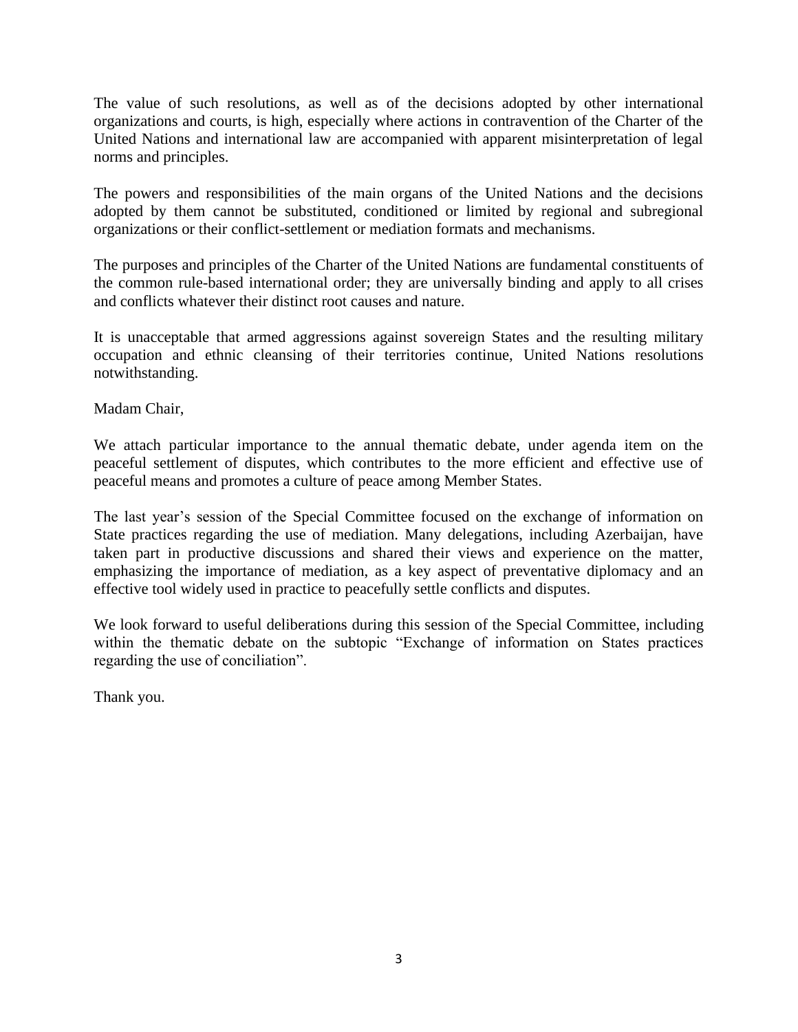The value of such resolutions, as well as of the decisions adopted by other international organizations and courts, is high, especially where actions in contravention of the Charter of the United Nations and international law are accompanied with apparent misinterpretation of legal norms and principles.

The powers and responsibilities of the main organs of the United Nations and the decisions adopted by them cannot be substituted, conditioned or limited by regional and subregional organizations or their conflict-settlement or mediation formats and mechanisms.

The purposes and principles of the Charter of the United Nations are fundamental constituents of the common rule-based international order; they are universally binding and apply to all crises and conflicts whatever their distinct root causes and nature.

It is unacceptable that armed aggressions against sovereign States and the resulting military occupation and ethnic cleansing of their territories continue, United Nations resolutions notwithstanding.

Madam Chair,

We attach particular importance to the annual thematic debate, under agenda item on the peaceful settlement of disputes, which contributes to the more efficient and effective use of peaceful means and promotes a culture of peace among Member States.

The last year's session of the Special Committee focused on the exchange of information on State practices regarding the use of mediation. Many delegations, including Azerbaijan, have taken part in productive discussions and shared their views and experience on the matter, emphasizing the importance of mediation, as a key aspect of preventative diplomacy and an effective tool widely used in practice to peacefully settle conflicts and disputes.

We look forward to useful deliberations during this session of the Special Committee, including within the thematic debate on the subtopic "Exchange of information on States practices regarding the use of conciliation".

Thank you.